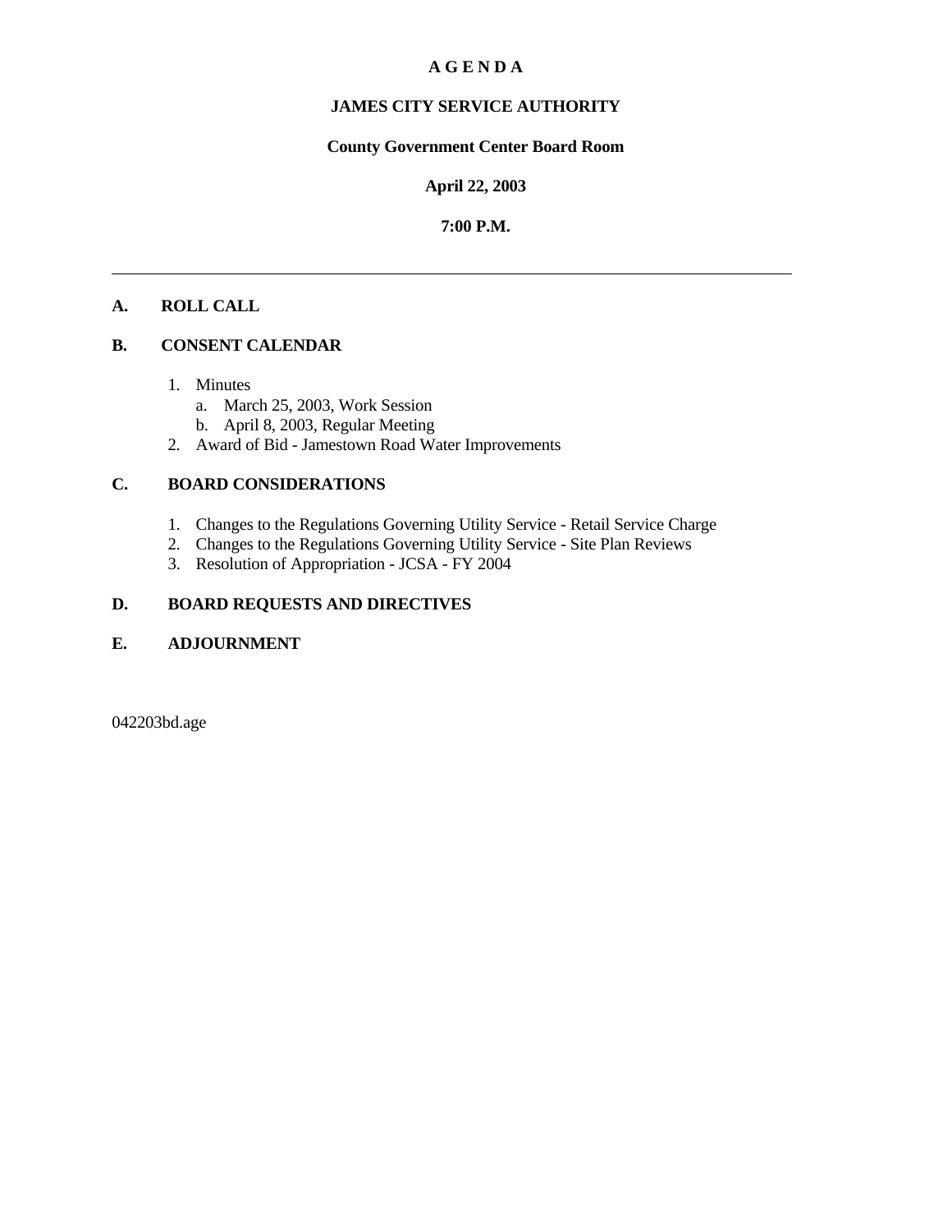# A G E N D A

## JAMES CITY SERVICE AUTHORITY

**County Government Center Board Room**

**April 22, 2003**

**7:00 P.M.**

---

**A. ROLL CALL**

**B. CONSENT CALENDAR**

1. Minutes
   a. March 25, 2003, Work Session
   b. April 8, 2003, Regular Meeting
2. Award of Bid - Jamestown Road Water Improvements

**C. BOARD CONSIDERATIONS**

1. Changes to the Regulations Governing Utility Service - Retail Service Charge
2. Changes to the Regulations Governing Utility Service - Site Plan Reviews
3. Resolution of Appropriation - JCSA - FY 2004

**D. BOARD REQUESTS AND DIRECTIVES**

**E. ADJOURNMENT**

042203bd.age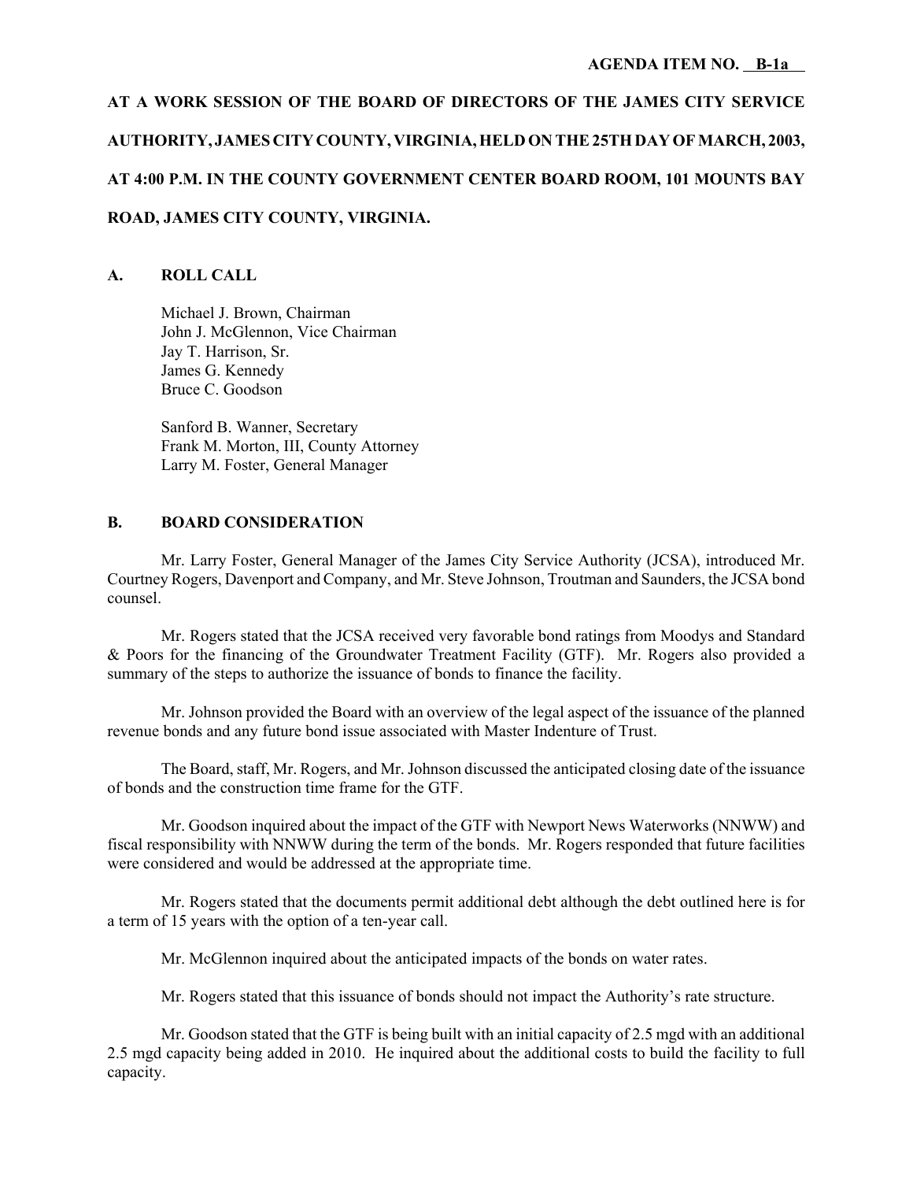**AGENDA ITEM NO. B-1a**

**AT A WORK SESSION OF THE BOARD OF DIRECTORS OF THE JAMES CITY SERVICE AUTHORITY, JAMES CITY COUNTY, VIRGINIA, HELD ON THE 25TH DAY OF MARCH, 2003, AT 4:00 P.M. IN THE COUNTY GOVERNMENT CENTER BOARD ROOM, 101 MOUNTS BAY ROAD, JAMES CITY COUNTY, VIRGINIA.**

## A. ROLL CALL

Michael J. Brown, Chairman
John J. McGlennon, Vice Chairman
Jay T. Harrison, Sr.
James G. Kennedy
Bruce C. Goodson

Sanford B. Wanner, Secretary
Frank M. Morton, III, County Attorney
Larry M. Foster, General Manager

## B. BOARD CONSIDERATION

Mr. Larry Foster, General Manager of the James City Service Authority (JCSA), introduced Mr. Courtney Rogers, Davenport and Company, and Mr. Steve Johnson, Troutman and Saunders, the JCSA bond counsel.

Mr. Rogers stated that the JCSA received very favorable bond ratings from Moodys and Standard & Poors for the financing of the Groundwater Treatment Facility (GTF). Mr. Rogers also provided a summary of the steps to authorize the issuance of bonds to finance the facility.

Mr. Johnson provided the Board with an overview of the legal aspect of the issuance of the planned revenue bonds and any future bond issue associated with Master Indenture of Trust.

The Board, staff, Mr. Rogers, and Mr. Johnson discussed the anticipated closing date of the issuance of bonds and the construction time frame for the GTF.

Mr. Goodson inquired about the impact of the GTF with Newport News Waterworks (NNWW) and fiscal responsibility with NNWW during the term of the bonds. Mr. Rogers responded that future facilities were considered and would be addressed at the appropriate time.

Mr. Rogers stated that the documents permit additional debt although the debt outlined here is for a term of 15 years with the option of a ten-year call.

Mr. McGlennon inquired about the anticipated impacts of the bonds on water rates.

Mr. Rogers stated that this issuance of bonds should not impact the Authority's rate structure.

Mr. Goodson stated that the GTF is being built with an initial capacity of 2.5 mgd with an additional 2.5 mgd capacity being added in 2010. He inquired about the additional costs to build the facility to full capacity.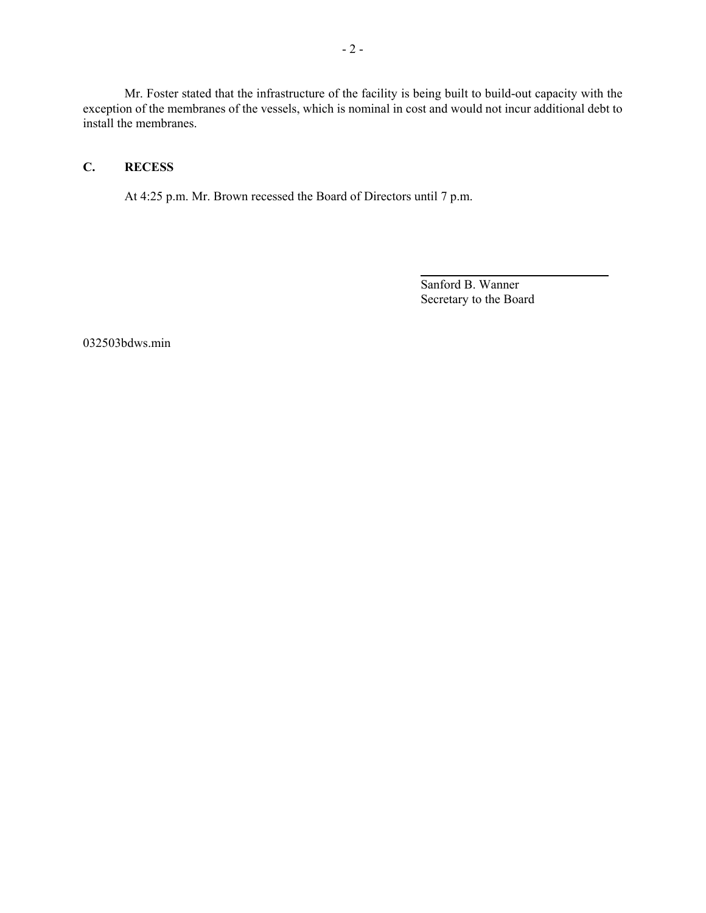Mr. Foster stated that the infrastructure of the facility is being built to build-out capacity with the exception of the membranes of the vessels, which is nominal in cost and would not incur additional debt to install the membranes.

## C. RECESS

At 4:25 p.m. Mr. Brown recessed the Board of Directors until 7 p.m.

Sanford B. Wanner
Secretary to the Board

032503bdws.min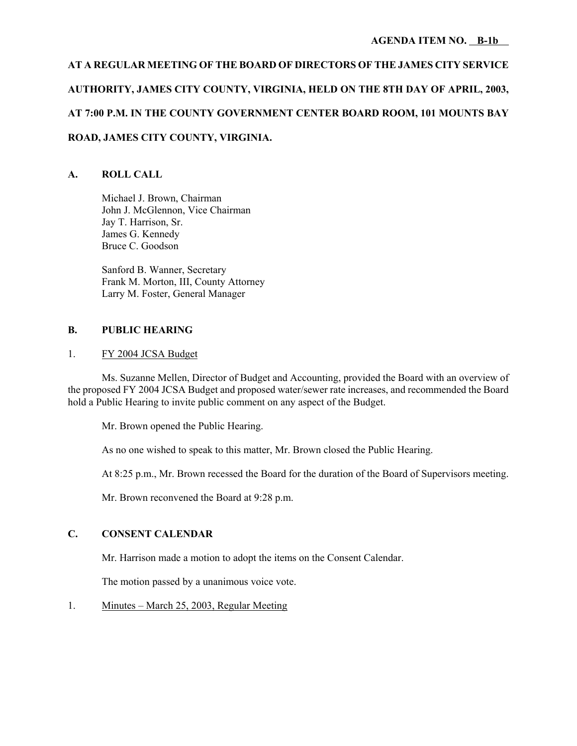**AGENDA ITEM NO. B-1b**

**AT A REGULAR MEETING OF THE BOARD OF DIRECTORS OF THE JAMES CITY SERVICE AUTHORITY, JAMES CITY COUNTY, VIRGINIA, HELD ON THE 8TH DAY OF APRIL, 2003, AT 7:00 P.M. IN THE COUNTY GOVERNMENT CENTER BOARD ROOM, 101 MOUNTS BAY ROAD, JAMES CITY COUNTY, VIRGINIA.**

## A. ROLL CALL

Michael J. Brown, Chairman
John J. McGlennon, Vice Chairman
Jay T. Harrison, Sr.
James G. Kennedy
Bruce C. Goodson

Sanford B. Wanner, Secretary
Frank M. Morton, III, County Attorney
Larry M. Foster, General Manager

## B. PUBLIC HEARING

1. FY 2004 JCSA Budget

Ms. Suzanne Mellen, Director of Budget and Accounting, provided the Board with an overview of the proposed FY 2004 JCSA Budget and proposed water/sewer rate increases, and recommended the Board hold a Public Hearing to invite public comment on any aspect of the Budget.

Mr. Brown opened the Public Hearing.

As no one wished to speak to this matter, Mr. Brown closed the Public Hearing.

At 8:25 p.m., Mr. Brown recessed the Board for the duration of the Board of Supervisors meeting.

Mr. Brown reconvened the Board at 9:28 p.m.

## C. CONSENT CALENDAR

Mr. Harrison made a motion to adopt the items on the Consent Calendar.

The motion passed by a unanimous voice vote.

1. Minutes – March 25, 2003, Regular Meeting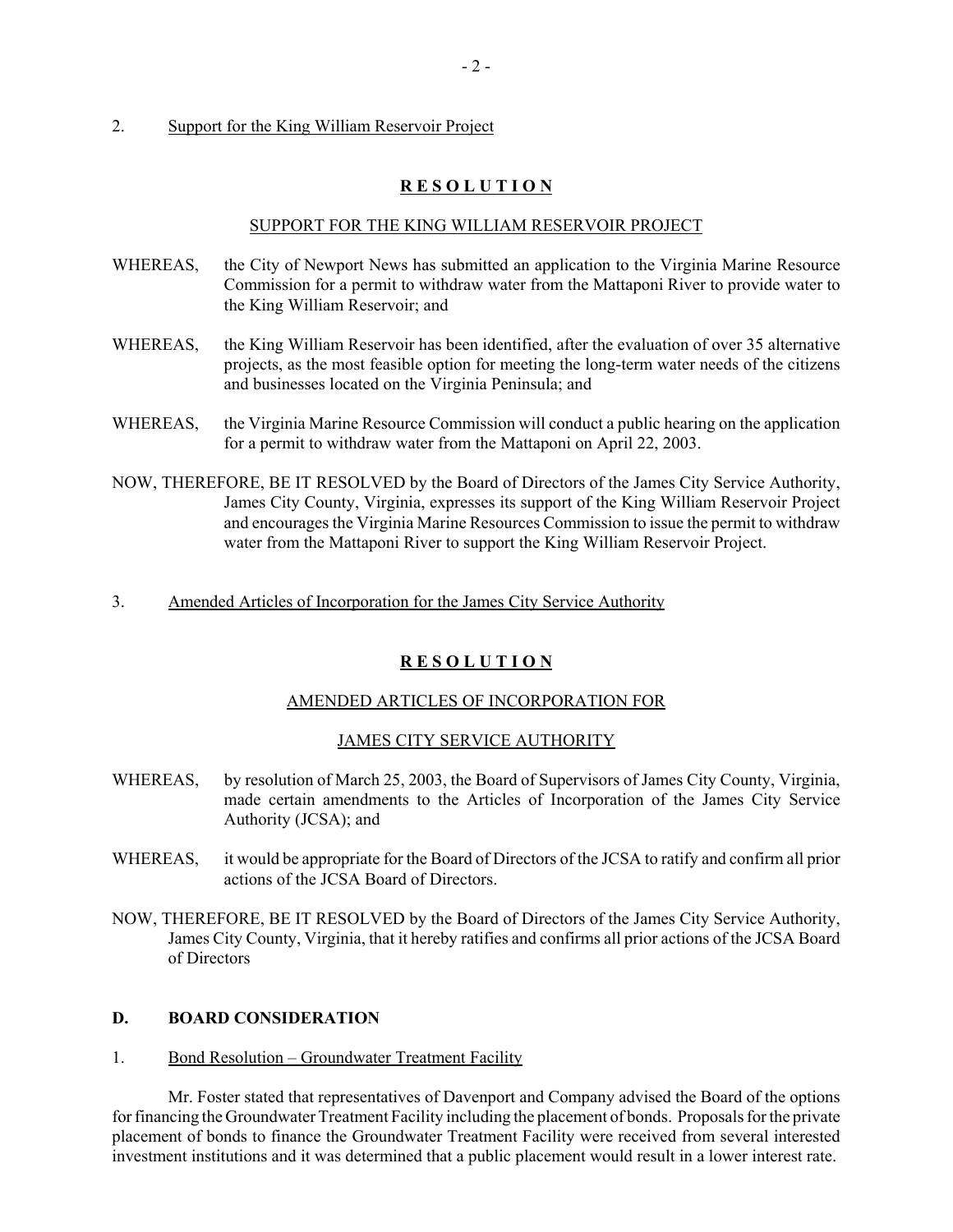2. Support for the King William Reservoir Project

**R E S O L U T I O N**

SUPPORT FOR THE KING WILLIAM RESERVOIR PROJECT

WHEREAS, the City of Newport News has submitted an application to the Virginia Marine Resource Commission for a permit to withdraw water from the Mattaponi River to provide water to the King William Reservoir; and

WHEREAS, the King William Reservoir has been identified, after the evaluation of over 35 alternative projects, as the most feasible option for meeting the long-term water needs of the citizens and businesses located on the Virginia Peninsula; and

WHEREAS, the Virginia Marine Resource Commission will conduct a public hearing on the application for a permit to withdraw water from the Mattaponi on April 22, 2003.

NOW, THEREFORE, BE IT RESOLVED by the Board of Directors of the James City Service Authority, James City County, Virginia, expresses its support of the King William Reservoir Project and encourages the Virginia Marine Resources Commission to issue the permit to withdraw water from the Mattaponi River to support the King William Reservoir Project.

3. Amended Articles of Incorporation for the James City Service Authority

**R E S O L U T I O N**

AMENDED ARTICLES OF INCORPORATION FOR

JAMES CITY SERVICE AUTHORITY

WHEREAS, by resolution of March 25, 2003, the Board of Supervisors of James City County, Virginia, made certain amendments to the Articles of Incorporation of the James City Service Authority (JCSA); and

WHEREAS, it would be appropriate for the Board of Directors of the JCSA to ratify and confirm all prior actions of the JCSA Board of Directors.

NOW, THEREFORE, BE IT RESOLVED by the Board of Directors of the James City Service Authority, James City County, Virginia, that it hereby ratifies and confirms all prior actions of the JCSA Board of Directors

**D. BOARD CONSIDERATION**

1. Bond Resolution – Groundwater Treatment Facility

Mr. Foster stated that representatives of Davenport and Company advised the Board of the options for financing the Groundwater Treatment Facility including the placement of bonds. Proposals for the private placement of bonds to finance the Groundwater Treatment Facility were received from several interested investment institutions and it was determined that a public placement would result in a lower interest rate.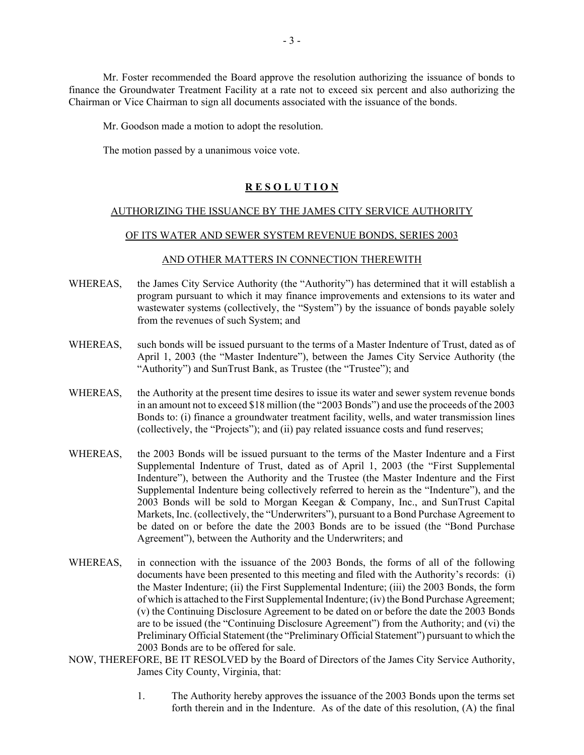Mr. Foster recommended the Board approve the resolution authorizing the issuance of bonds to finance the Groundwater Treatment Facility at a rate not to exceed six percent and also authorizing the Chairman or Vice Chairman to sign all documents associated with the issuance of the bonds.

Mr. Goodson made a motion to adopt the resolution.

The motion passed by a unanimous voice vote.

**R E S O L U T I O N**

AUTHORIZING THE ISSUANCE BY THE JAMES CITY SERVICE AUTHORITY

OF ITS WATER AND SEWER SYSTEM REVENUE BONDS, SERIES 2003

AND OTHER MATTERS IN CONNECTION THEREWITH

WHEREAS, the James City Service Authority (the "Authority") has determined that it will establish a program pursuant to which it may finance improvements and extensions to its water and wastewater systems (collectively, the "System") by the issuance of bonds payable solely from the revenues of such System; and

WHEREAS, such bonds will be issued pursuant to the terms of a Master Indenture of Trust, dated as of April 1, 2003 (the "Master Indenture"), between the James City Service Authority (the "Authority") and SunTrust Bank, as Trustee (the "Trustee"); and

WHEREAS, the Authority at the present time desires to issue its water and sewer system revenue bonds in an amount not to exceed $18 million (the "2003 Bonds") and use the proceeds of the 2003 Bonds to: (i) finance a groundwater treatment facility, wells, and water transmission lines (collectively, the "Projects"); and (ii) pay related issuance costs and fund reserves;

WHEREAS, the 2003 Bonds will be issued pursuant to the terms of the Master Indenture and a First Supplemental Indenture of Trust, dated as of April 1, 2003 (the "First Supplemental Indenture"), between the Authority and the Trustee (the Master Indenture and the First Supplemental Indenture being collectively referred to herein as the "Indenture"), and the 2003 Bonds will be sold to Morgan Keegan & Company, Inc., and SunTrust Capital Markets, Inc. (collectively, the "Underwriters"), pursuant to a Bond Purchase Agreement to be dated on or before the date the 2003 Bonds are to be issued (the "Bond Purchase Agreement"), between the Authority and the Underwriters; and

WHEREAS, in connection with the issuance of the 2003 Bonds, the forms of all of the following documents have been presented to this meeting and filed with the Authority's records: (i) the Master Indenture; (ii) the First Supplemental Indenture; (iii) the 2003 Bonds, the form of which is attached to the First Supplemental Indenture; (iv) the Bond Purchase Agreement; (v) the Continuing Disclosure Agreement to be dated on or before the date the 2003 Bonds are to be issued (the "Continuing Disclosure Agreement") from the Authority; and (vi) the Preliminary Official Statement (the "Preliminary Official Statement") pursuant to which the 2003 Bonds are to be offered for sale.

NOW, THEREFORE, BE IT RESOLVED by the Board of Directors of the James City Service Authority, James City County, Virginia, that:

1. The Authority hereby approves the issuance of the 2003 Bonds upon the terms set forth therein and in the Indenture. As of the date of this resolution, (A) the final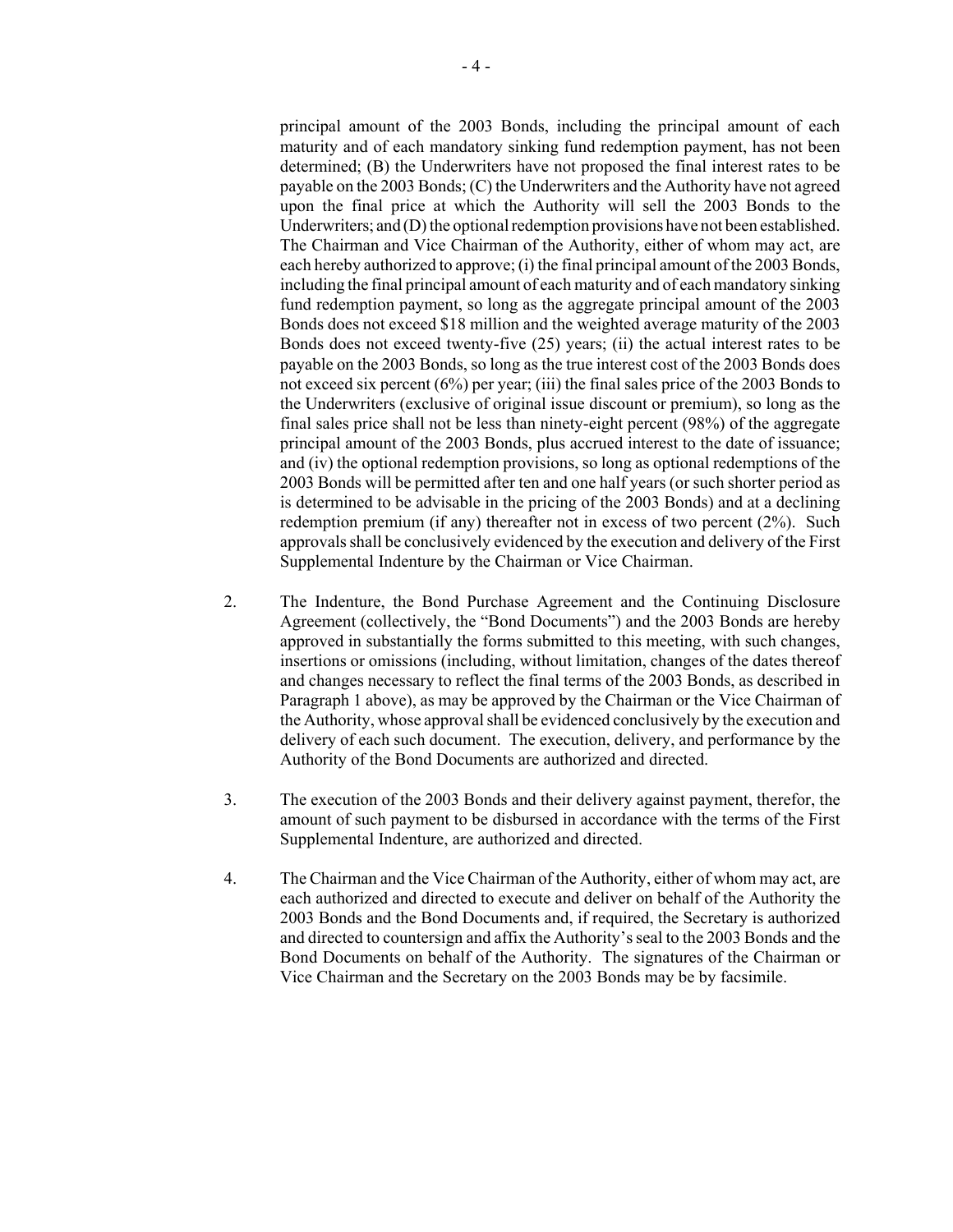principal amount of the 2003 Bonds, including the principal amount of each maturity and of each mandatory sinking fund redemption payment, has not been determined; (B) the Underwriters have not proposed the final interest rates to be payable on the 2003 Bonds; (C) the Underwriters and the Authority have not agreed upon the final price at which the Authority will sell the 2003 Bonds to the Underwriters; and (D) the optional redemption provisions have not been established. The Chairman and Vice Chairman of the Authority, either of whom may act, are each hereby authorized to approve; (i) the final principal amount of the 2003 Bonds, including the final principal amount of each maturity and of each mandatory sinking fund redemption payment, so long as the aggregate principal amount of the 2003 Bonds does not exceed $18 million and the weighted average maturity of the 2003 Bonds does not exceed twenty-five (25) years; (ii) the actual interest rates to be payable on the 2003 Bonds, so long as the true interest cost of the 2003 Bonds does not exceed six percent (6%) per year; (iii) the final sales price of the 2003 Bonds to the Underwriters (exclusive of original issue discount or premium), so long as the final sales price shall not be less than ninety-eight percent (98%) of the aggregate principal amount of the 2003 Bonds, plus accrued interest to the date of issuance; and (iv) the optional redemption provisions, so long as optional redemptions of the 2003 Bonds will be permitted after ten and one half years (or such shorter period as is determined to be advisable in the pricing of the 2003 Bonds) and at a declining redemption premium (if any) thereafter not in excess of two percent (2%). Such approvals shall be conclusively evidenced by the execution and delivery of the First Supplemental Indenture by the Chairman or Vice Chairman.

2. The Indenture, the Bond Purchase Agreement and the Continuing Disclosure Agreement (collectively, the "Bond Documents") and the 2003 Bonds are hereby approved in substantially the forms submitted to this meeting, with such changes, insertions or omissions (including, without limitation, changes of the dates thereof and changes necessary to reflect the final terms of the 2003 Bonds, as described in Paragraph 1 above), as may be approved by the Chairman or the Vice Chairman of the Authority, whose approval shall be evidenced conclusively by the execution and delivery of each such document. The execution, delivery, and performance by the Authority of the Bond Documents are authorized and directed.

3. The execution of the 2003 Bonds and their delivery against payment, therefor, the amount of such payment to be disbursed in accordance with the terms of the First Supplemental Indenture, are authorized and directed.

4. The Chairman and the Vice Chairman of the Authority, either of whom may act, are each authorized and directed to execute and deliver on behalf of the Authority the 2003 Bonds and the Bond Documents and, if required, the Secretary is authorized and directed to countersign and affix the Authority's seal to the 2003 Bonds and the Bond Documents on behalf of the Authority. The signatures of the Chairman or Vice Chairman and the Secretary on the 2003 Bonds may be by facsimile.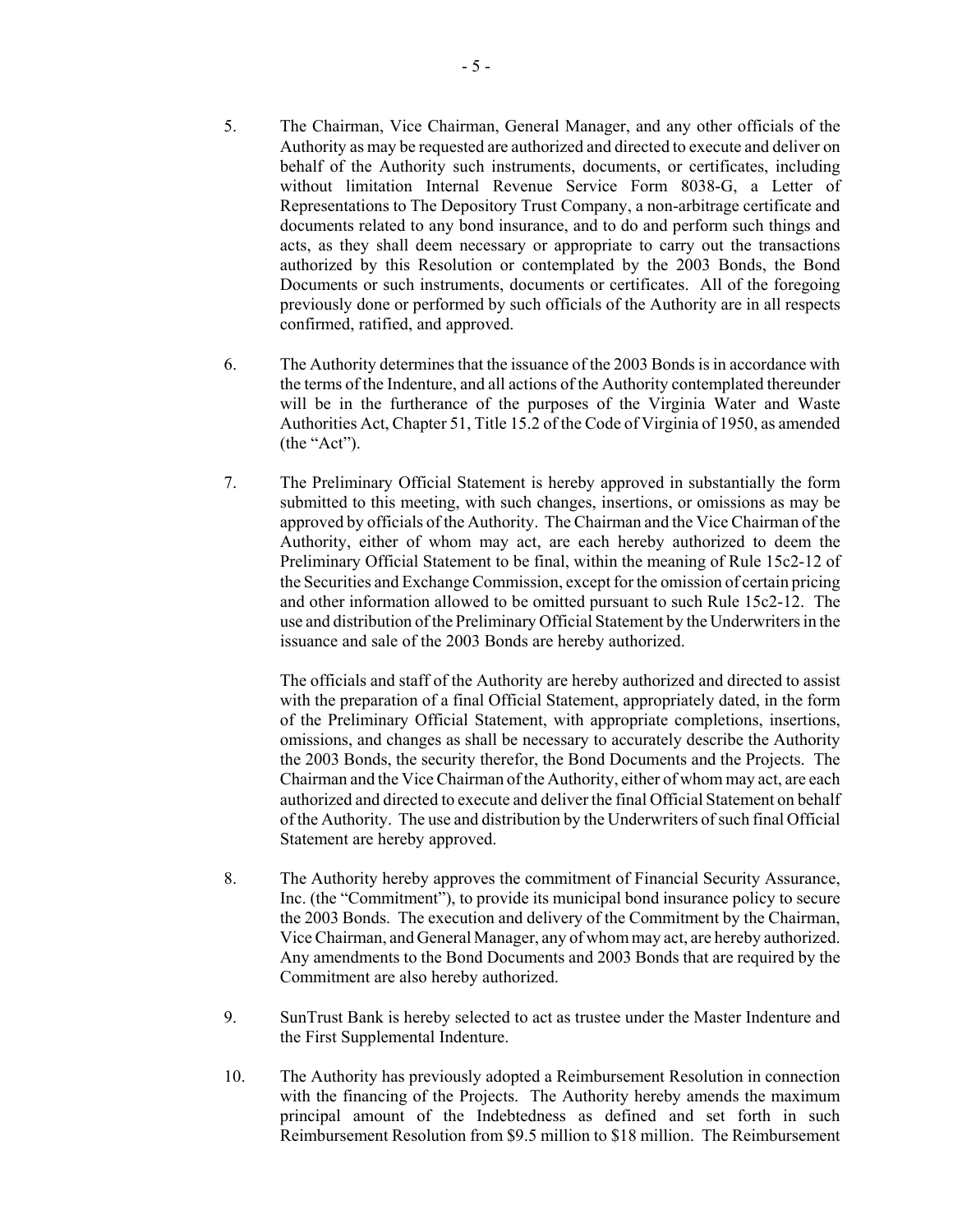5. The Chairman, Vice Chairman, General Manager, and any other officials of the Authority as may be requested are authorized and directed to execute and deliver on behalf of the Authority such instruments, documents, or certificates, including without limitation Internal Revenue Service Form 8038-G, a Letter of Representations to The Depository Trust Company, a non-arbitrage certificate and documents related to any bond insurance, and to do and perform such things and acts, as they shall deem necessary or appropriate to carry out the transactions authorized by this Resolution or contemplated by the 2003 Bonds, the Bond Documents or such instruments, documents or certificates. All of the foregoing previously done or performed by such officials of the Authority are in all respects confirmed, ratified, and approved.

6. The Authority determines that the issuance of the 2003 Bonds is in accordance with the terms of the Indenture, and all actions of the Authority contemplated thereunder will be in the furtherance of the purposes of the Virginia Water and Waste Authorities Act, Chapter 51, Title 15.2 of the Code of Virginia of 1950, as amended (the "Act").

7. The Preliminary Official Statement is hereby approved in substantially the form submitted to this meeting, with such changes, insertions, or omissions as may be approved by officials of the Authority. The Chairman and the Vice Chairman of the Authority, either of whom may act, are each hereby authorized to deem the Preliminary Official Statement to be final, within the meaning of Rule 15c2-12 of the Securities and Exchange Commission, except for the omission of certain pricing and other information allowed to be omitted pursuant to such Rule 15c2-12. The use and distribution of the Preliminary Official Statement by the Underwriters in the issuance and sale of the 2003 Bonds are hereby authorized.

   The officials and staff of the Authority are hereby authorized and directed to assist with the preparation of a final Official Statement, appropriately dated, in the form of the Preliminary Official Statement, with appropriate completions, insertions, omissions, and changes as shall be necessary to accurately describe the Authority the 2003 Bonds, the security therefor, the Bond Documents and the Projects. The Chairman and the Vice Chairman of the Authority, either of whom may act, are each authorized and directed to execute and deliver the final Official Statement on behalf of the Authority. The use and distribution by the Underwriters of such final Official Statement are hereby approved.

8. The Authority hereby approves the commitment of Financial Security Assurance, Inc. (the "Commitment"), to provide its municipal bond insurance policy to secure the 2003 Bonds. The execution and delivery of the Commitment by the Chairman, Vice Chairman, and General Manager, any of whom may act, are hereby authorized. Any amendments to the Bond Documents and 2003 Bonds that are required by the Commitment are also hereby authorized.

9. SunTrust Bank is hereby selected to act as trustee under the Master Indenture and the First Supplemental Indenture.

10. The Authority has previously adopted a Reimbursement Resolution in connection with the financing of the Projects. The Authority hereby amends the maximum principal amount of the Indebtedness as defined and set forth in such Reimbursement Resolution from \$9.5 million to \$18 million. The Reimbursement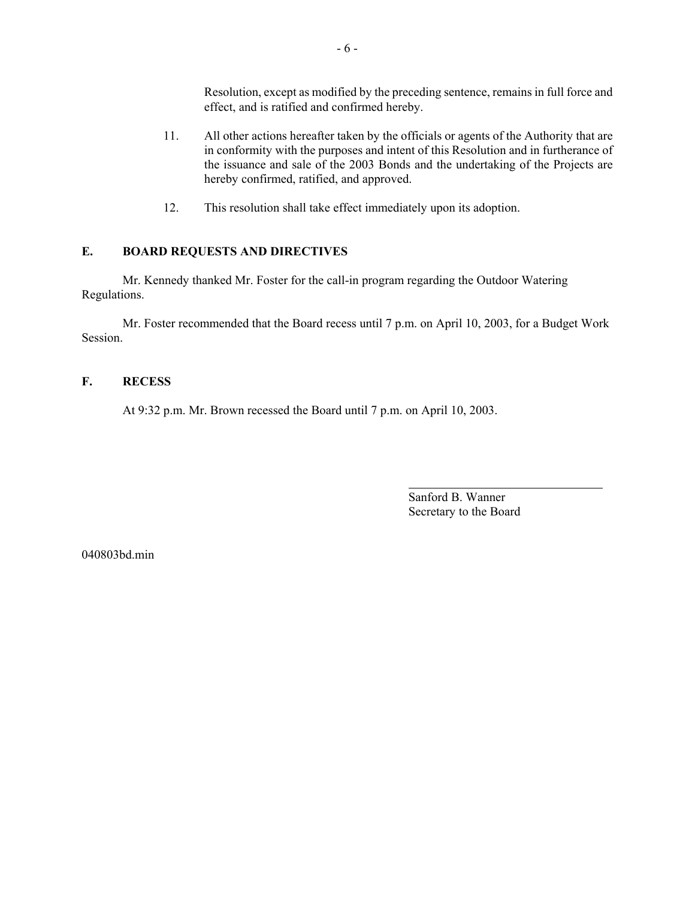Resolution, except as modified by the preceding sentence, remains in full force and effect, and is ratified and confirmed hereby.

11. All other actions hereafter taken by the officials or agents of the Authority that are in conformity with the purposes and intent of this Resolution and in furtherance of the issuance and sale of the 2003 Bonds and the undertaking of the Projects are hereby confirmed, ratified, and approved.

12. This resolution shall take effect immediately upon its adoption.

## E. BOARD REQUESTS AND DIRECTIVES

Mr. Kennedy thanked Mr. Foster for the call-in program regarding the Outdoor Watering Regulations.

Mr. Foster recommended that the Board recess until 7 p.m. on April 10, 2003, for a Budget Work Session.

## F. RECESS

At 9:32 p.m. Mr. Brown recessed the Board until 7 p.m. on April 10, 2003.

Sanford B. Wanner
Secretary to the Board

040803bd.min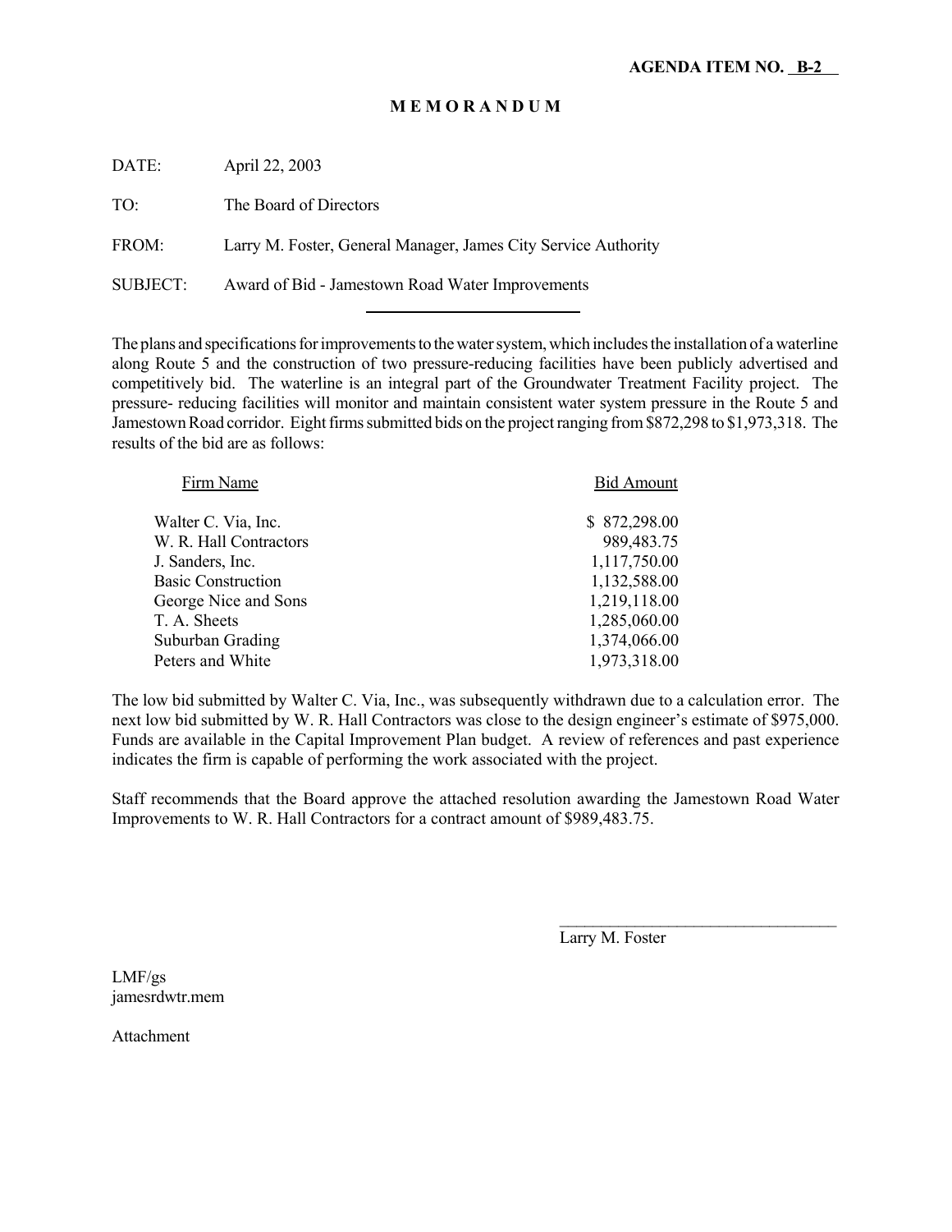**AGENDA ITEM NO. B-2**

# M E M O R A N D U M

DATE: April 22, 2003

TO: The Board of Directors

FROM: Larry M. Foster, General Manager, James City Service Authority

SUBJECT: Award of Bid - Jamestown Road Water Improvements

---

The plans and specifications for improvements to the water system, which includes the installation of a waterline along Route 5 and the construction of two pressure-reducing facilities have been publicly advertised and competitively bid. The waterline is an integral part of the Groundwater Treatment Facility project. The pressure- reducing facilities will monitor and maintain consistent water system pressure in the Route 5 and Jamestown Road corridor. Eight firms submitted bids on the project ranging from $872,298 to $1,973,318. The results of the bid are as follows:

| Firm Name | Bid Amount |
|---|---|
| Walter C. Via, Inc. | $ 872,298.00 |
| W. R. Hall Contractors | 989,483.75 |
| J. Sanders, Inc. | 1,117,750.00 |
| Basic Construction | 1,132,588.00 |
| George Nice and Sons | 1,219,118.00 |
| T. A. Sheets | 1,285,060.00 |
| Suburban Grading | 1,374,066.00 |
| Peters and White | 1,973,318.00 |

The low bid submitted by Walter C. Via, Inc., was subsequently withdrawn due to a calculation error. The next low bid submitted by W. R. Hall Contractors was close to the design engineer's estimate of $975,000. Funds are available in the Capital Improvement Plan budget. A review of references and past experience indicates the firm is capable of performing the work associated with the project.

Staff recommends that the Board approve the attached resolution awarding the Jamestown Road Water Improvements to W. R. Hall Contractors for a contract amount of $989,483.75.

Larry M. Foster

LMF/gs
jamesrdwtr.mem

Attachment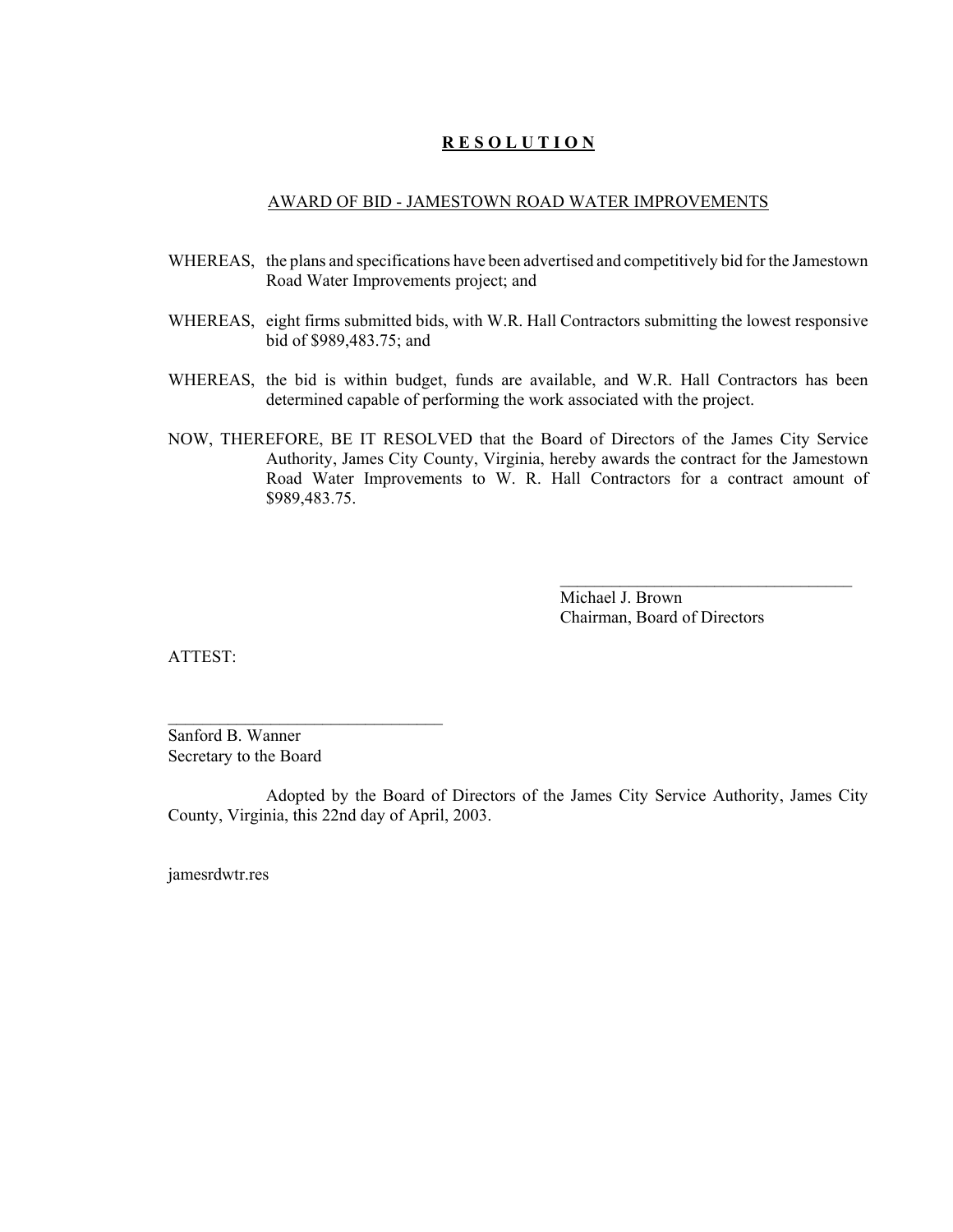# **R E S O L U T I O N**

## AWARD OF BID - JAMESTOWN ROAD WATER IMPROVEMENTS

WHEREAS, the plans and specifications have been advertised and competitively bid for the Jamestown Road Water Improvements project; and

WHEREAS, eight firms submitted bids, with W.R. Hall Contractors submitting the lowest responsive bid of $989,483.75; and

WHEREAS, the bid is within budget, funds are available, and W.R. Hall Contractors has been determined capable of performing the work associated with the project.

NOW, THEREFORE, BE IT RESOLVED that the Board of Directors of the James City Service Authority, James City County, Virginia, hereby awards the contract for the Jamestown Road Water Improvements to W. R. Hall Contractors for a contract amount of $989,483.75.

\_\_\_\_\_\_\_\_\_\_\_\_\_\_\_\_\_\_\_\_\_\_\_\_\_\_\_\_\_\_\_\_\_\_\_\_
Michael J. Brown
Chairman, Board of Directors

ATTEST:

\_\_\_\_\_\_\_\_\_\_\_\_\_\_\_\_\_\_\_\_\_\_\_\_\_\_\_\_\_\_\_\_\_\_
Sanford B. Wanner
Secretary to the Board

Adopted by the Board of Directors of the James City Service Authority, James City County, Virginia, this 22nd day of April, 2003.

jamesrdwtr.res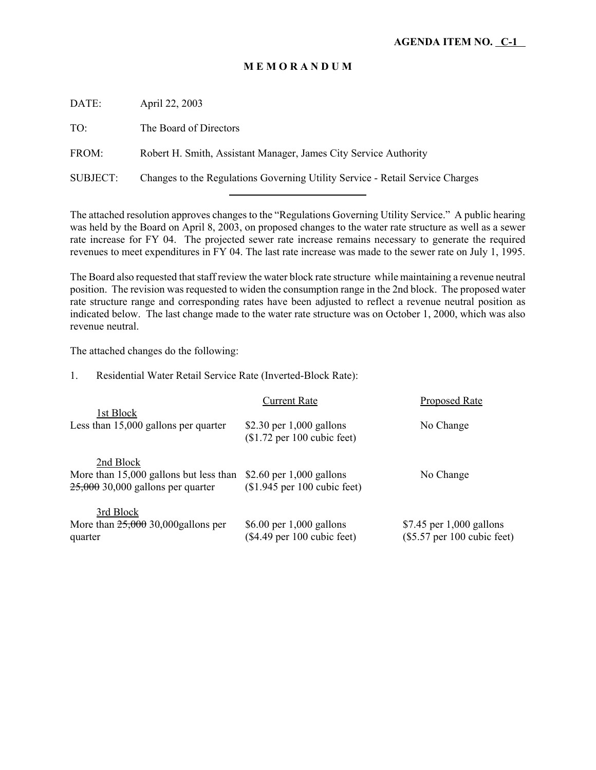**AGENDA ITEM NO. C-1**

# M E M O R A N D U M

DATE: April 22, 2003

TO: The Board of Directors

FROM: Robert H. Smith, Assistant Manager, James City Service Authority

SUBJECT: Changes to the Regulations Governing Utility Service - Retail Service Charges

---

The attached resolution approves changes to the "Regulations Governing Utility Service." A public hearing was held by the Board on April 8, 2003, on proposed changes to the water rate structure as well as a sewer rate increase for FY 04. The projected sewer rate increase remains necessary to generate the required revenues to meet expenditures in FY 04. The last rate increase was made to the sewer rate on July 1, 1995.

The Board also requested that staff review the water block rate structure while maintaining a revenue neutral position. The revision was requested to widen the consumption range in the 2nd block. The proposed water rate structure range and corresponding rates have been adjusted to reflect a revenue neutral position as indicated below. The last change made to the water rate structure was on October 1, 2000, which was also revenue neutral.

The attached changes do the following:

1. Residential Water Retail Service Rate (Inverted-Block Rate):

| | Current Rate | Proposed Rate |
|---|---|---|
| 1st Block<br>Less than 15,000 gallons per quarter | \$2.30 per 1,000 gallons<br>(\$1.72 per 100 cubic feet) | No Change |
| 2nd Block<br>More than 15,000 gallons but less than ~~25,000~~ 30,000 gallons per quarter | \$2.60 per 1,000 gallons<br>(\$1.945 per 100 cubic feet) | No Change |
| 3rd Block<br>More than ~~25,000~~ 30,000gallons per quarter | \$6.00 per 1,000 gallons<br>(\$4.49 per 100 cubic feet) | \$7.45 per 1,000 gallons<br>(\$5.57 per 100 cubic feet) |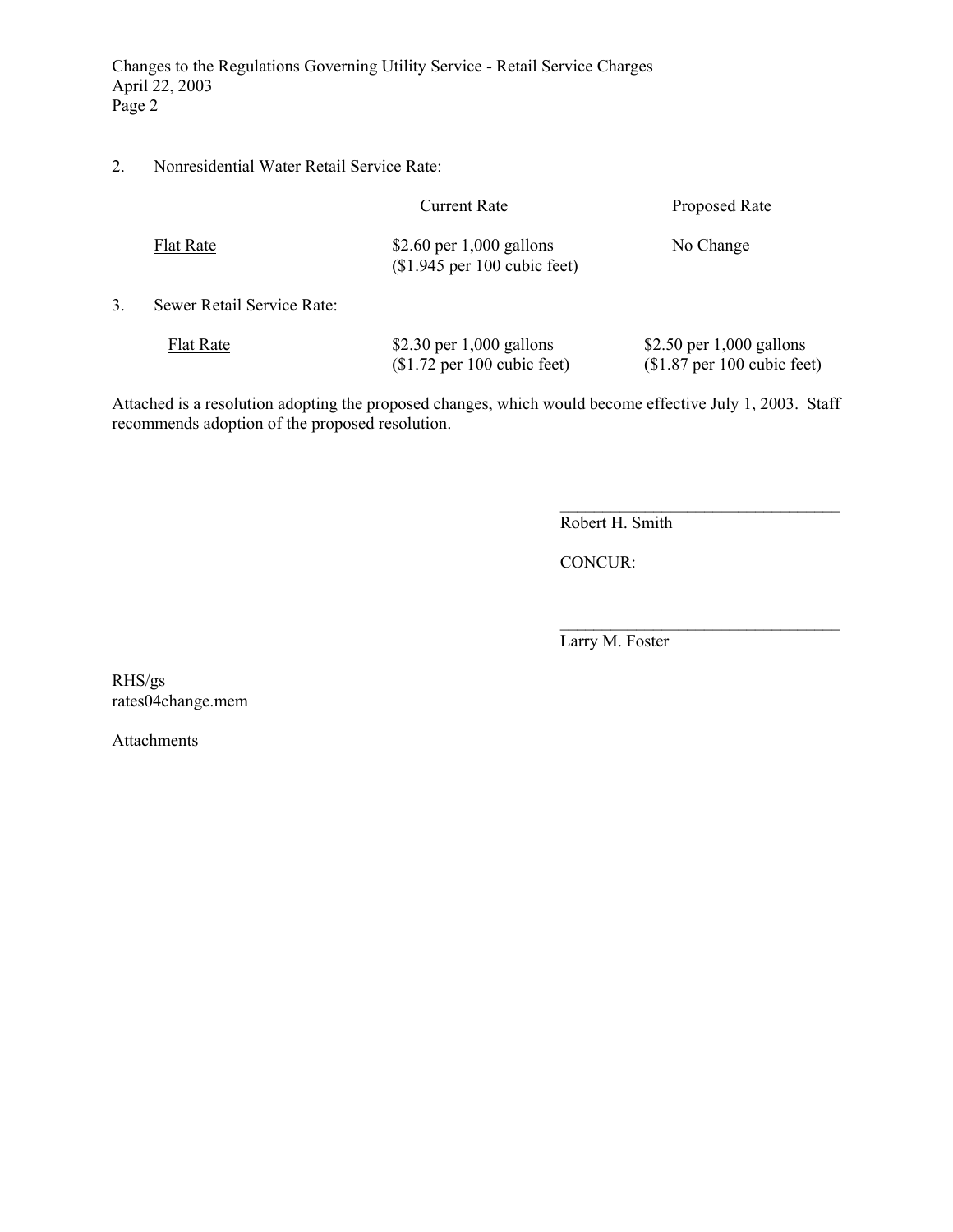2. Nonresidential Water Retail Service Rate:

| | Current Rate | Proposed Rate |
|---|---|---|
| Flat Rate | $2.60 per 1,000 gallons ($1.945 per 100 cubic feet) | No Change |

3. Sewer Retail Service Rate:

| | Current Rate | Proposed Rate |
|---|---|---|
| Flat Rate | $2.30 per 1,000 gallons ($1.72 per 100 cubic feet) | $2.50 per 1,000 gallons ($1.87 per 100 cubic feet) |

Attached is a resolution adopting the proposed changes, which would become effective July 1, 2003. Staff recommends adoption of the proposed resolution.

\_\_\_\_\_\_\_\_\_\_\_\_\_\_\_\_\_\_\_\_\_\_\_\_\_\_\_\_\_\_\_\_

Robert H. Smith

CONCUR:

\_\_\_\_\_\_\_\_\_\_\_\_\_\_\_\_\_\_\_\_\_\_\_\_\_\_\_\_\_\_\_\_

Larry M. Foster

RHS/gs
rates04change.mem

Attachments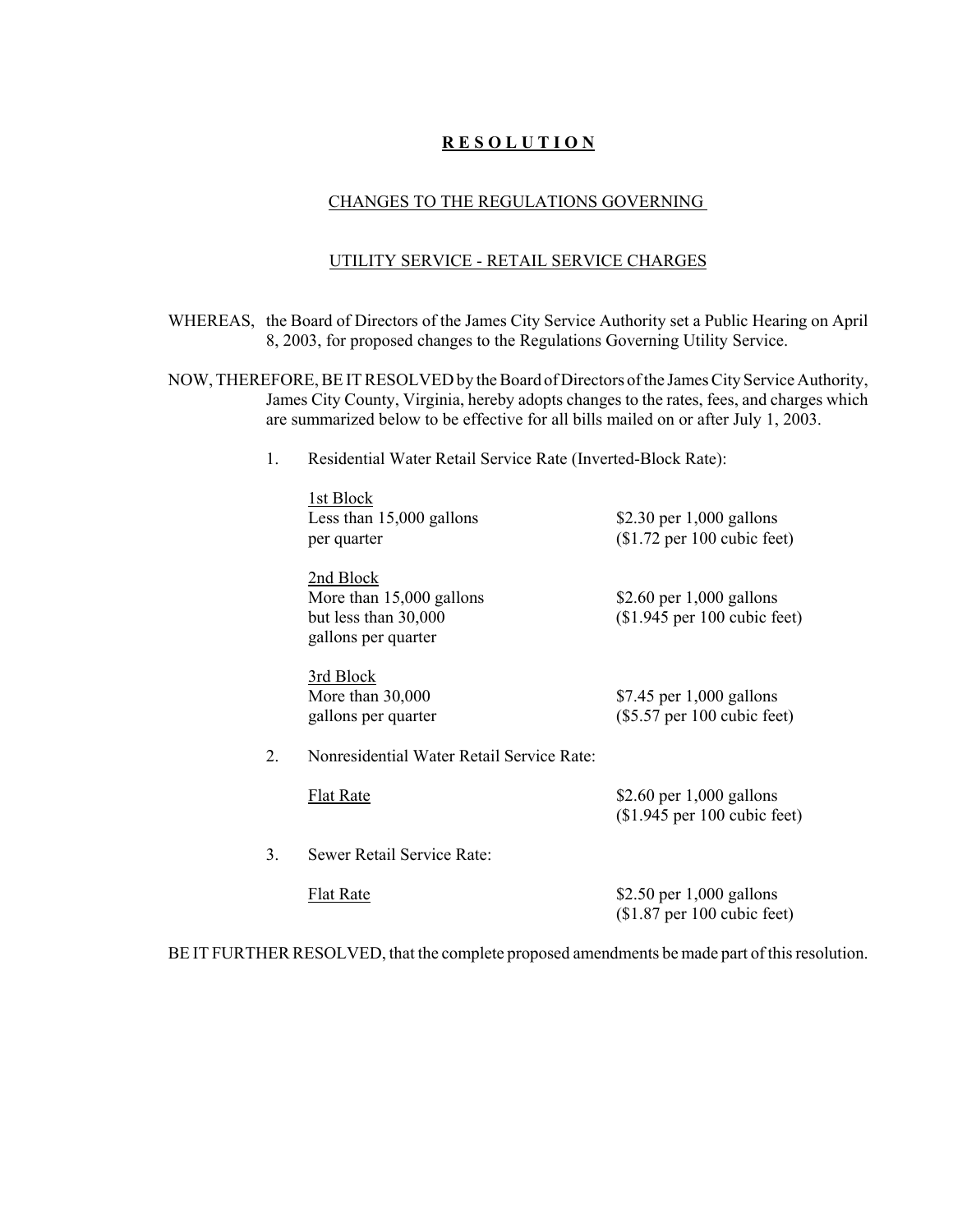# R E S O L U T I O N

## CHANGES TO THE REGULATIONS GOVERNING

## UTILITY SERVICE - RETAIL SERVICE CHARGES

WHEREAS, the Board of Directors of the James City Service Authority set a Public Hearing on April 8, 2003, for proposed changes to the Regulations Governing Utility Service.

NOW, THEREFORE, BE IT RESOLVED by the Board of Directors of the James City Service Authority, James City County, Virginia, hereby adopts changes to the rates, fees, and charges which are summarized below to be effective for all bills mailed on or after July 1, 2003.

1. Residential Water Retail Service Rate (Inverted-Block Rate):

| | |
|---|---|
| 1st Block<br>Less than 15,000 gallons per quarter | \$2.30 per 1,000 gallons<br>(\$1.72 per 100 cubic feet) |
| 2nd Block<br>More than 15,000 gallons but less than 30,000 gallons per quarter | \$2.60 per 1,000 gallons<br>(\$1.945 per 100 cubic feet) |
| 3rd Block<br>More than 30,000 gallons per quarter | \$7.45 per 1,000 gallons<br>(\$5.57 per 100 cubic feet) |

2. Nonresidential Water Retail Service Rate:

| | |
|---|---|
| Flat Rate | \$2.60 per 1,000 gallons<br>(\$1.945 per 100 cubic feet) |

3. Sewer Retail Service Rate:

| | |
|---|---|
| Flat Rate | \$2.50 per 1,000 gallons<br>(\$1.87 per 100 cubic feet) |

BE IT FURTHER RESOLVED, that the complete proposed amendments be made part of this resolution.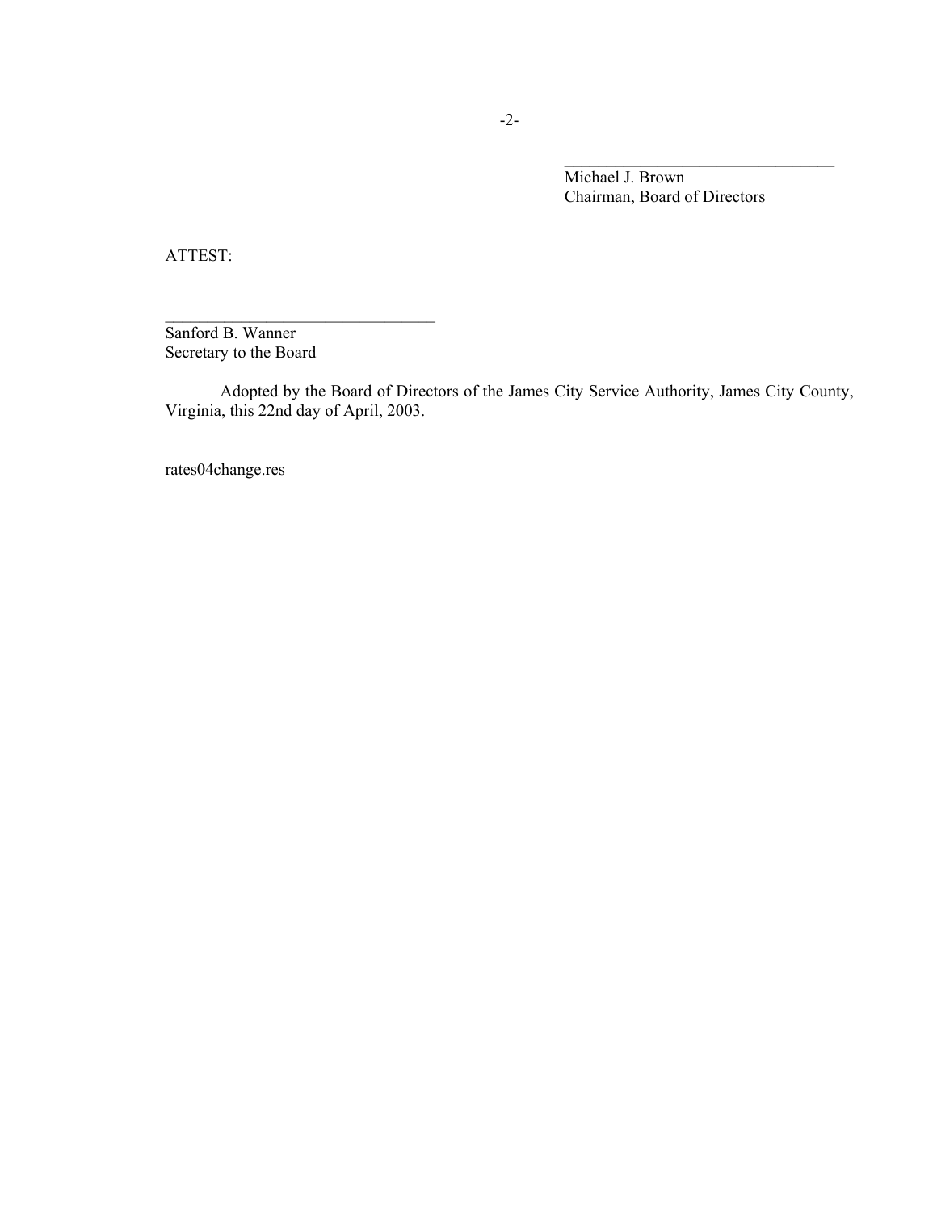\_\_\_\_\_\_\_\_\_\_\_\_\_\_\_\_\_\_\_\_\_\_\_\_\_\_\_\_\_\_\_\_

Michael J. Brown
Chairman, Board of Directors

ATTEST:

\_\_\_\_\_\_\_\_\_\_\_\_\_\_\_\_\_\_\_\_\_\_\_\_\_\_\_\_\_\_\_\_

Sanford B. Wanner
Secretary to the Board

Adopted by the Board of Directors of the James City Service Authority, James City County, Virginia, this 22nd day of April, 2003.

rates04change.res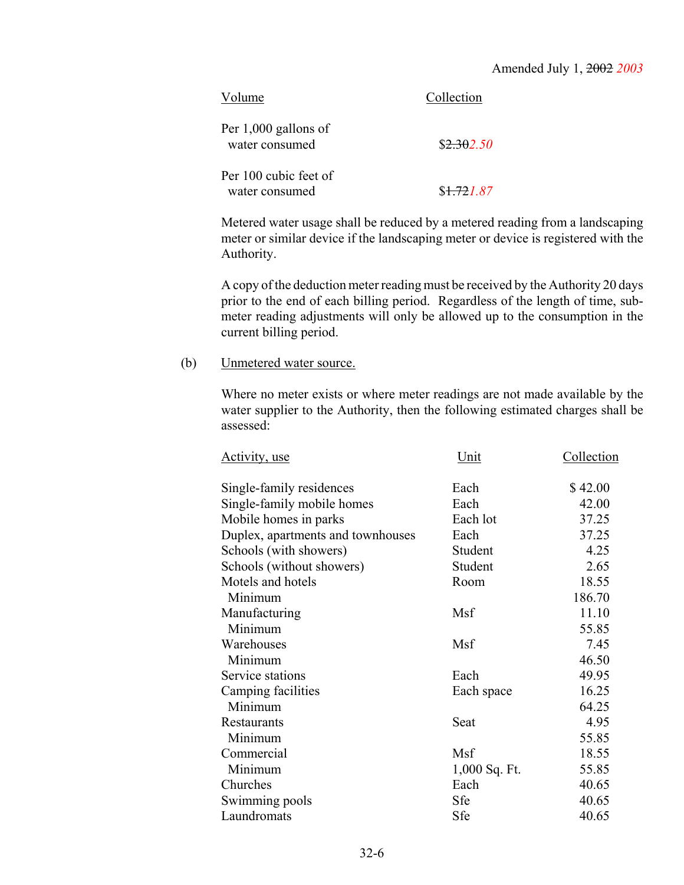Amended July 1, ~~2002~~ *2003*

| Volume | Collection |
|---|---|
| Per 1,000 gallons of water consumed | $~~2.30~~*2.50* |
| Per 100 cubic feet of water consumed | $~~1.72~~*1.87* |

Metered water usage shall be reduced by a metered reading from a landscaping meter or similar device if the landscaping meter or device is registered with the Authority.

A copy of the deduction meter reading must be received by the Authority 20 days prior to the end of each billing period. Regardless of the length of time, sub-meter reading adjustments will only be allowed up to the consumption in the current billing period.

(b) Unmetered water source.

Where no meter exists or where meter readings are not made available by the water supplier to the Authority, then the following estimated charges shall be assessed:

| Activity, use | Unit | Collection |
|---|---|---|
| Single-family residences | Each | $ 42.00 |
| Single-family mobile homes | Each | 42.00 |
| Mobile homes in parks | Each lot | 37.25 |
| Duplex, apartments and townhouses | Each | 37.25 |
| Schools (with showers) | Student | 4.25 |
| Schools (without showers) | Student | 2.65 |
| Motels and hotels | Room | 18.55 |
| Minimum | | 186.70 |
| Manufacturing | Msf | 11.10 |
| Minimum | | 55.85 |
| Warehouses | Msf | 7.45 |
| Minimum | | 46.50 |
| Service stations | Each | 49.95 |
| Camping facilities | Each space | 16.25 |
| Minimum | | 64.25 |
| Restaurants | Seat | 4.95 |
| Minimum | | 55.85 |
| Commercial | Msf | 18.55 |
| Minimum | 1,000 Sq. Ft. | 55.85 |
| Churches | Each | 40.65 |
| Swimming pools | Sfe | 40.65 |
| Laundromats | Sfe | 40.65 |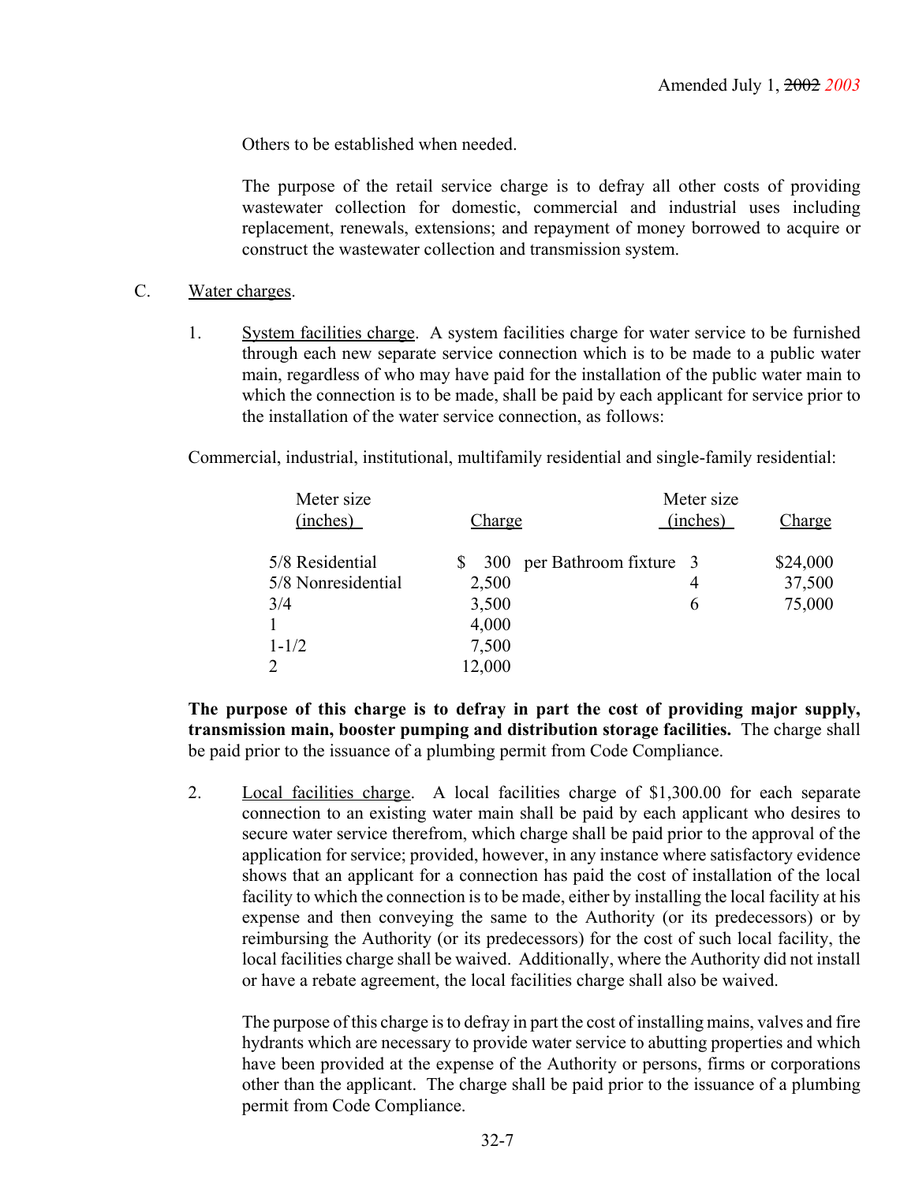Amended July 1, ~~2002~~ *2003*

Others to be established when needed.

The purpose of the retail service charge is to defray all other costs of providing wastewater collection for domestic, commercial and industrial uses including replacement, renewals, extensions; and repayment of money borrowed to acquire or construct the wastewater collection and transmission system.

C. Water charges.

1. System facilities charge. A system facilities charge for water service to be furnished through each new separate service connection which is to be made to a public water main, regardless of who may have paid for the installation of the public water main to which the connection is to be made, shall be paid by each applicant for service prior to the installation of the water service connection, as follows:

Commercial, industrial, institutional, multifamily residential and single-family residential:

| Meter size (inches) | Charge | Meter size (inches) | Charge |
|---|---|---|---|
| 5/8 Residential | $ 300 per Bathroom fixture | 3 | $24,000 |
| 5/8 Nonresidential | 2,500 | 4 | 37,500 |
| 3/4 | 3,500 | 6 | 75,000 |
| 1 | 4,000 | | |
| 1-1/2 | 7,500 | | |
| 2 | 12,000 | | |

**The purpose of this charge is to defray in part the cost of providing major supply, transmission main, booster pumping and distribution storage facilities.** The charge shall be paid prior to the issuance of a plumbing permit from Code Compliance.

2. Local facilities charge. A local facilities charge of $1,300.00 for each separate connection to an existing water main shall be paid by each applicant who desires to secure water service therefrom, which charge shall be paid prior to the approval of the application for service; provided, however, in any instance where satisfactory evidence shows that an applicant for a connection has paid the cost of installation of the local facility to which the connection is to be made, either by installing the local facility at his expense and then conveying the same to the Authority (or its predecessors) or by reimbursing the Authority (or its predecessors) for the cost of such local facility, the local facilities charge shall be waived. Additionally, where the Authority did not install or have a rebate agreement, the local facilities charge shall also be waived.

The purpose of this charge is to defray in part the cost of installing mains, valves and fire hydrants which are necessary to provide water service to abutting properties and which have been provided at the expense of the Authority or persons, firms or corporations other than the applicant. The charge shall be paid prior to the issuance of a plumbing permit from Code Compliance.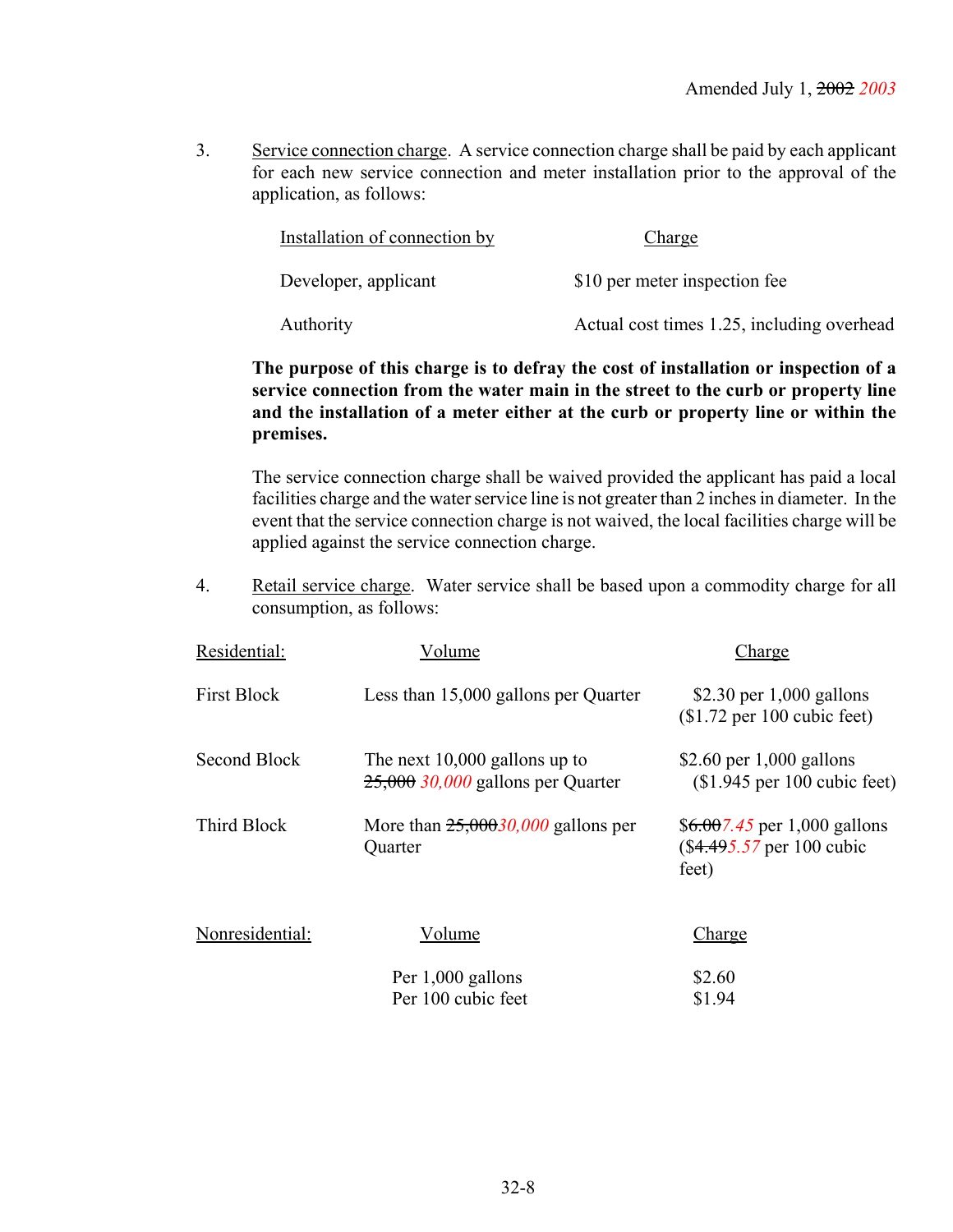Amended July 1, ~~2002~~ *2003*

3. Service connection charge. A service connection charge shall be paid by each applicant for each new service connection and meter installation prior to the approval of the application, as follows:

| Installation of connection by | Charge |
|---|---|
| Developer, applicant | $10 per meter inspection fee |
| Authority | Actual cost times 1.25, including overhead |

**The purpose of this charge is to defray the cost of installation or inspection of a service connection from the water main in the street to the curb or property line and the installation of a meter either at the curb or property line or within the premises.**

The service connection charge shall be waived provided the applicant has paid a local facilities charge and the water service line is not greater than 2 inches in diameter. In the event that the service connection charge is not waived, the local facilities charge will be applied against the service connection charge.

4. Retail service charge. Water service shall be based upon a commodity charge for all consumption, as follows:

| Residential: | Volume | Charge |
|---|---|---|
| First Block | Less than 15,000 gallons per Quarter | $2.30 per 1,000 gallons ($1.72 per 100 cubic feet) |
| Second Block | The next 10,000 gallons up to ~~25,000~~ *30,000* gallons per Quarter | $2.60 per 1,000 gallons ($1.945 per 100 cubic feet) |
| Third Block | More than ~~25,000~~*30,000* gallons per Quarter | $~~6.00~~*7.45* per 1,000 gallons ($~~4.49~~*5.57* per 100 cubic feet) |

| Nonresidential: | Volume | Charge |
|---|---|---|
| | Per 1,000 gallons | $2.60 |
| | Per 100 cubic feet | $1.94 |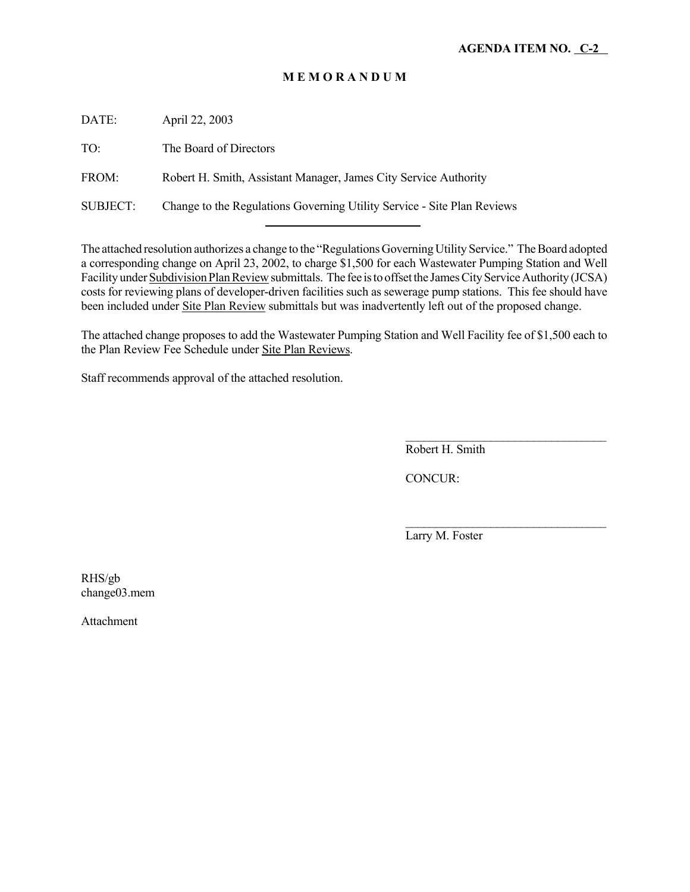**AGENDA ITEM NO. C-2**

# M E M O R A N D U M

DATE: April 22, 2003

TO: The Board of Directors

FROM: Robert H. Smith, Assistant Manager, James City Service Authority

SUBJECT: Change to the Regulations Governing Utility Service - Site Plan Reviews

---

The attached resolution authorizes a change to the "Regulations Governing Utility Service." The Board adopted a corresponding change on April 23, 2002, to charge $1,500 for each Wastewater Pumping Station and Well Facility under Subdivision Plan Review submittals. The fee is to offset the James City Service Authority (JCSA) costs for reviewing plans of developer-driven facilities such as sewerage pump stations. This fee should have been included under Site Plan Review submittals but was inadvertently left out of the proposed change.

The attached change proposes to add the Wastewater Pumping Station and Well Facility fee of $1,500 each to the Plan Review Fee Schedule under Site Plan Reviews.

Staff recommends approval of the attached resolution.

Robert H. Smith

CONCUR:

Larry M. Foster

RHS/gb
change03.mem

Attachment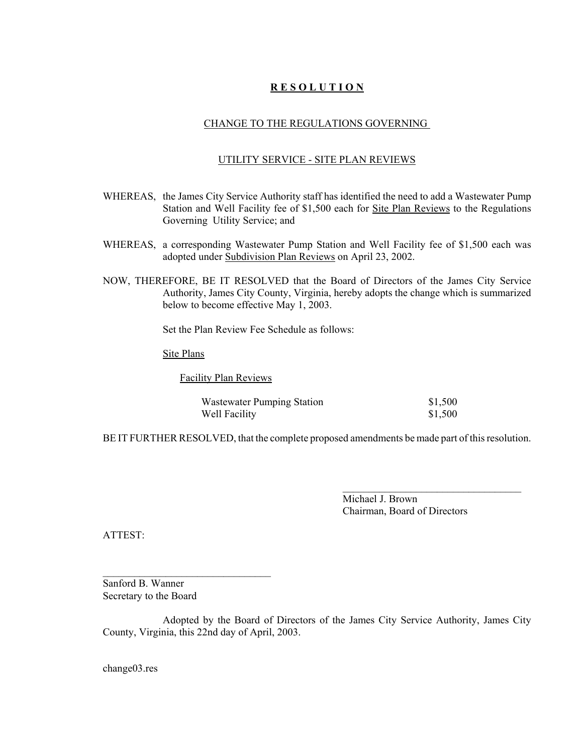# **R E S O L U T I O N**

## CHANGE TO THE REGULATIONS GOVERNING

## UTILITY SERVICE - SITE PLAN REVIEWS

WHEREAS, the James City Service Authority staff has identified the need to add a Wastewater Pump Station and Well Facility fee of $1,500 each for Site Plan Reviews to the Regulations Governing Utility Service; and

WHEREAS, a corresponding Wastewater Pump Station and Well Facility fee of $1,500 each was adopted under Subdivision Plan Reviews on April 23, 2002.

NOW, THEREFORE, BE IT RESOLVED that the Board of Directors of the James City Service Authority, James City County, Virginia, hereby adopts the change which is summarized below to become effective May 1, 2003.

Set the Plan Review Fee Schedule as follows:

Site Plans

Facility Plan Reviews

| | |
|---|---|
| Wastewater Pumping Station | $1,500 |
| Well Facility | $1,500 |

BE IT FURTHER RESOLVED, that the complete proposed amendments be made part of this resolution.

_________________________________
Michael J. Brown
Chairman, Board of Directors

ATTEST:

_________________________________
Sanford B. Wanner
Secretary to the Board

Adopted by the Board of Directors of the James City Service Authority, James City County, Virginia, this 22nd day of April, 2003.

change03.res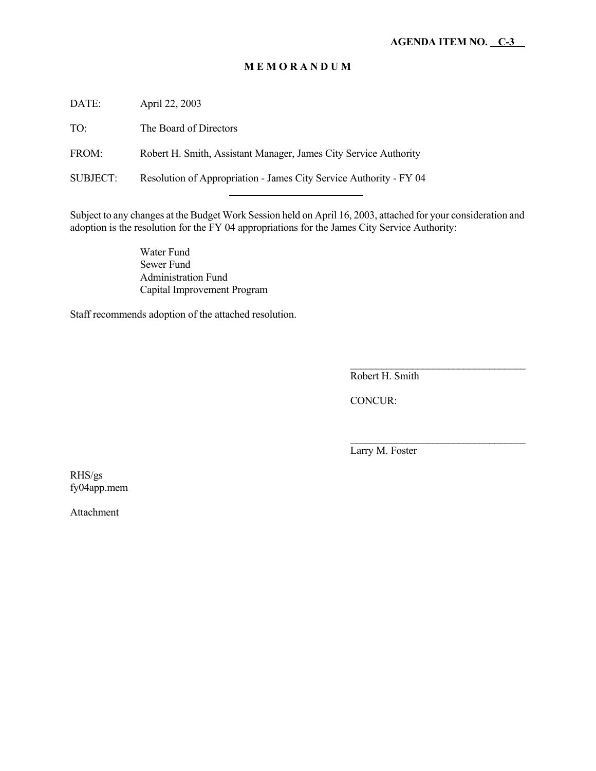**AGENDA ITEM NO. C-3**

# M E M O R A N D U M

DATE: April 22, 2003

TO: The Board of Directors

FROM: Robert H. Smith, Assistant Manager, James City Service Authority

SUBJECT: Resolution of Appropriation - James City Service Authority - FY 04

---

Subject to any changes at the Budget Work Session held on April 16, 2003, attached for your consideration and adoption is the resolution for the FY 04 appropriations for the James City Service Authority:

Water Fund
Sewer Fund
Administration Fund
Capital Improvement Program

Staff recommends adoption of the attached resolution.

\_\_\_\_\_\_\_\_\_\_\_\_\_\_\_\_\_\_\_\_\_\_\_\_\_\_\_\_\_\_\_\_\_\_
Robert H. Smith

CONCUR:

\_\_\_\_\_\_\_\_\_\_\_\_\_\_\_\_\_\_\_\_\_\_\_\_\_\_\_\_\_\_\_\_\_\_
Larry M. Foster

RHS/gs
fy04app.mem

Attachment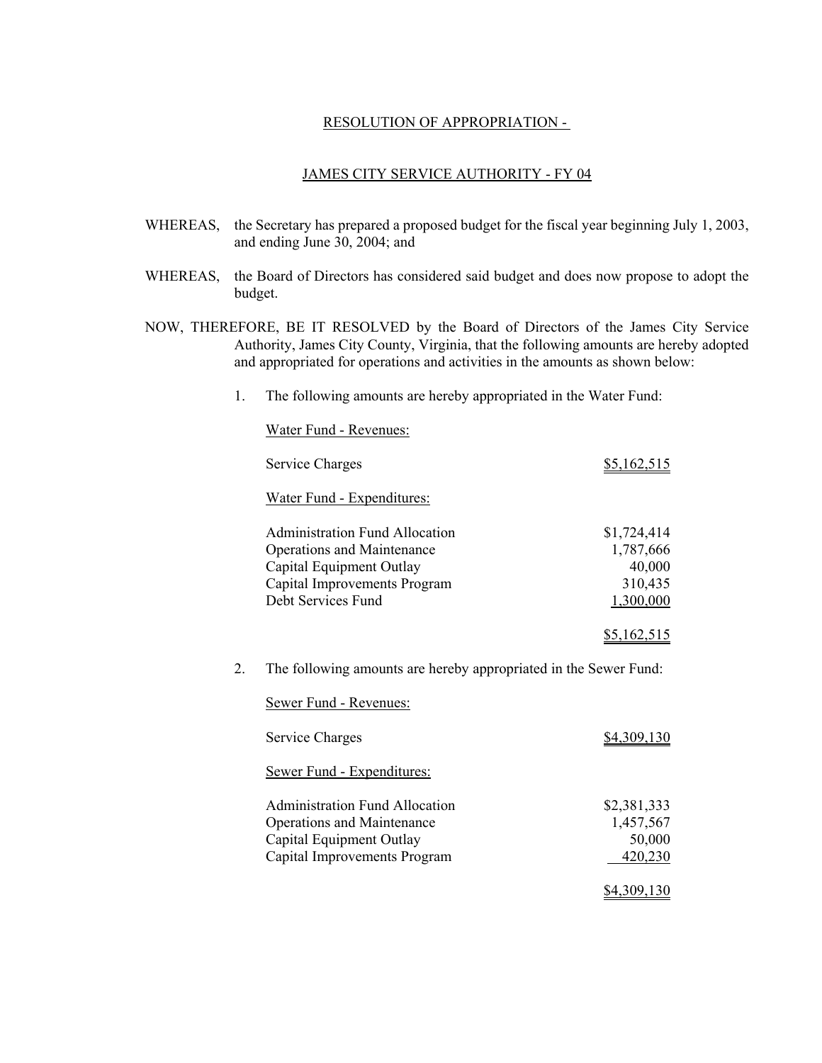RESOLUTION OF APPROPRIATION -

JAMES CITY SERVICE AUTHORITY - FY 04

WHEREAS, the Secretary has prepared a proposed budget for the fiscal year beginning July 1, 2003, and ending June 30, 2004; and

WHEREAS, the Board of Directors has considered said budget and does now propose to adopt the budget.

NOW, THEREFORE, BE IT RESOLVED by the Board of Directors of the James City Service Authority, James City County, Virginia, that the following amounts are hereby adopted and appropriated for operations and activities in the amounts as shown below:

1. The following amounts are hereby appropriated in the Water Fund:

| Water Fund - Revenues: | |
|---|---|
| Service Charges | $5,162,515 |
| **Water Fund - Expenditures:** | |
| Administration Fund Allocation | $1,724,414 |
| Operations and Maintenance | 1,787,666 |
| Capital Equipment Outlay | 40,000 |
| Capital Improvements Program | 310,435 |
| Debt Services Fund | 1,300,000 |
| | $5,162,515 |

2. The following amounts are hereby appropriated in the Sewer Fund:

| Sewer Fund - Revenues: | |
|---|---|
| Service Charges | $4,309,130 |
| **Sewer Fund - Expenditures:** | |
| Administration Fund Allocation | $2,381,333 |
| Operations and Maintenance | 1,457,567 |
| Capital Equipment Outlay | 50,000 |
| Capital Improvements Program | 420,230 |
| | $4,309,130 |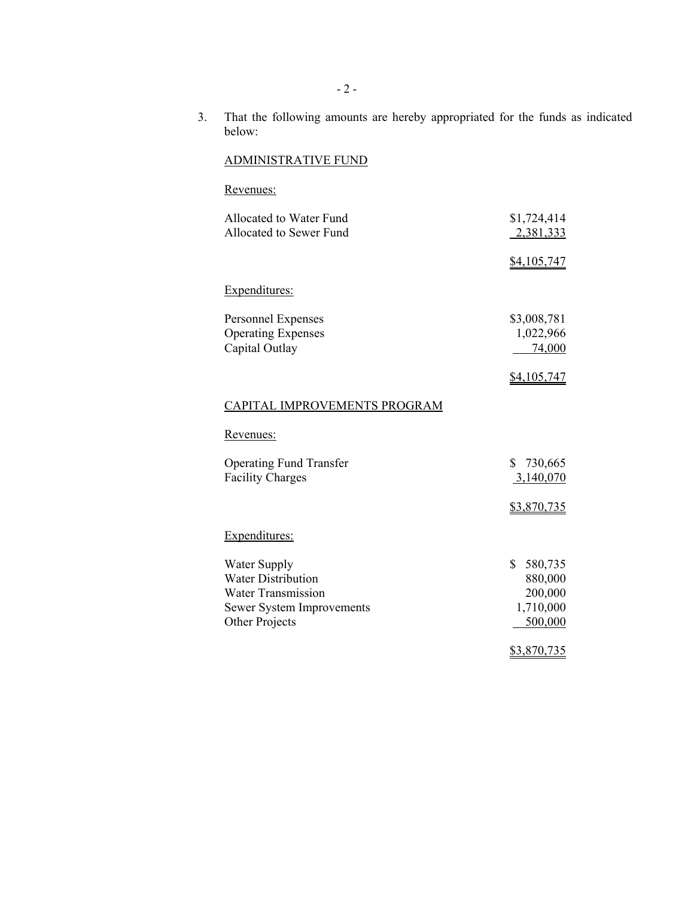3. That the following amounts are hereby appropriated for the funds as indicated below:

ADMINISTRATIVE FUND

Revenues:

| | |
|---|---|
| Allocated to Water Fund | $1,724,414 |
| Allocated to Sewer Fund | 2,381,333 |
| | $4,105,747 |

Expenditures:

| | |
|---|---|
| Personnel Expenses | $3,008,781 |
| Operating Expenses | 1,022,966 |
| Capital Outlay | 74,000 |
| | $4,105,747 |

CAPITAL IMPROVEMENTS PROGRAM

Revenues:

| | |
|---|---|
| Operating Fund Transfer | $ 730,665 |
| Facility Charges | 3,140,070 |
| | $3,870,735 |

Expenditures:

| | |
|---|---|
| Water Supply | $ 580,735 |
| Water Distribution | 880,000 |
| Water Transmission | 200,000 |
| Sewer System Improvements | 1,710,000 |
| Other Projects | 500,000 |
| | $3,870,735 |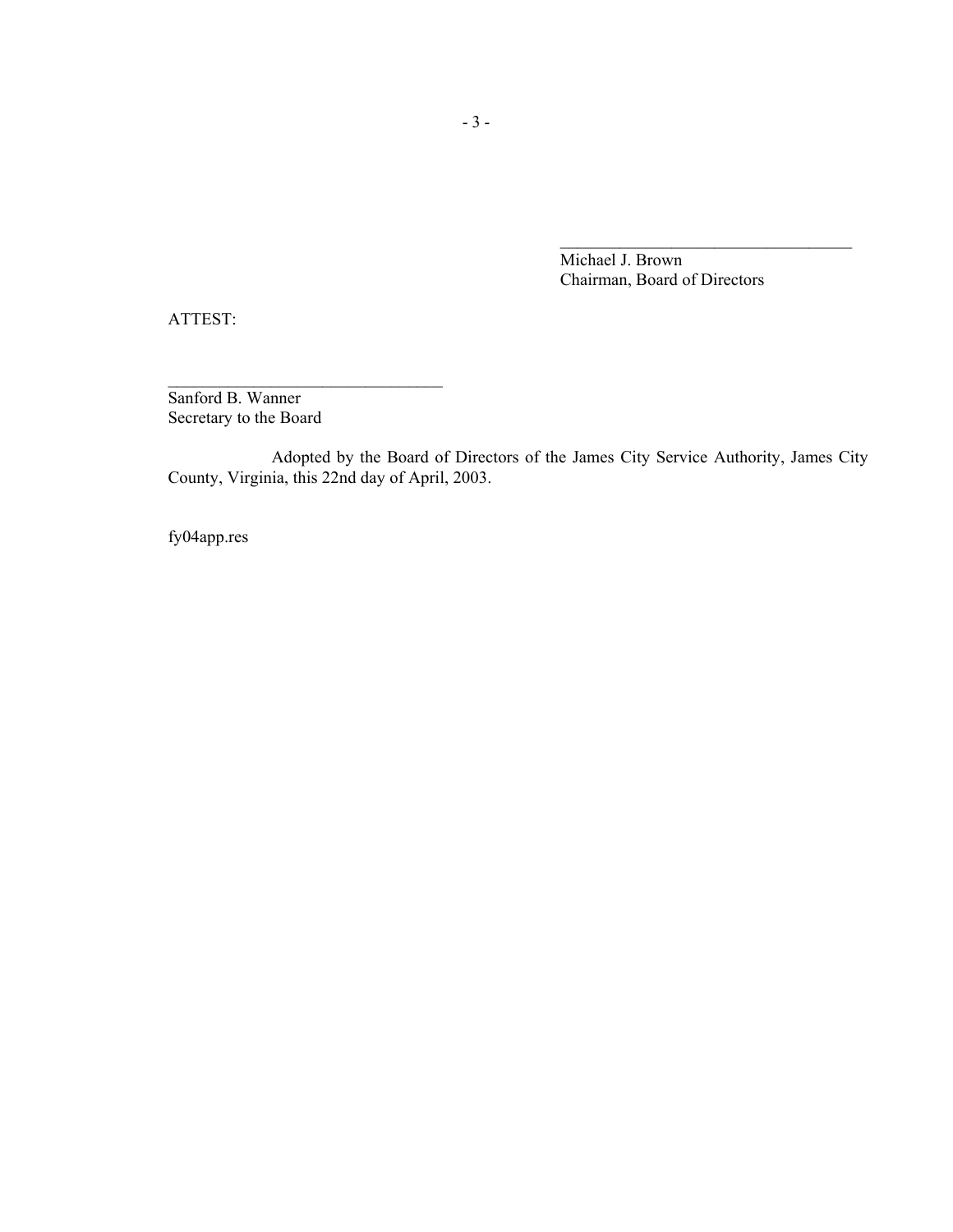\_\_\_\_\_\_\_\_\_\_\_\_\_\_\_\_\_\_\_\_\_\_\_\_\_\_\_\_\_\_\_\_\_\_\_\_

Michael J. Brown
Chairman, Board of Directors

ATTEST:

\_\_\_\_\_\_\_\_\_\_\_\_\_\_\_\_\_\_\_\_\_\_\_\_\_\_\_\_\_\_\_\_\_\_\_\_

Sanford B. Wanner
Secretary to the Board

Adopted by the Board of Directors of the James City Service Authority, James City County, Virginia, this 22nd day of April, 2003.

fy04app.res